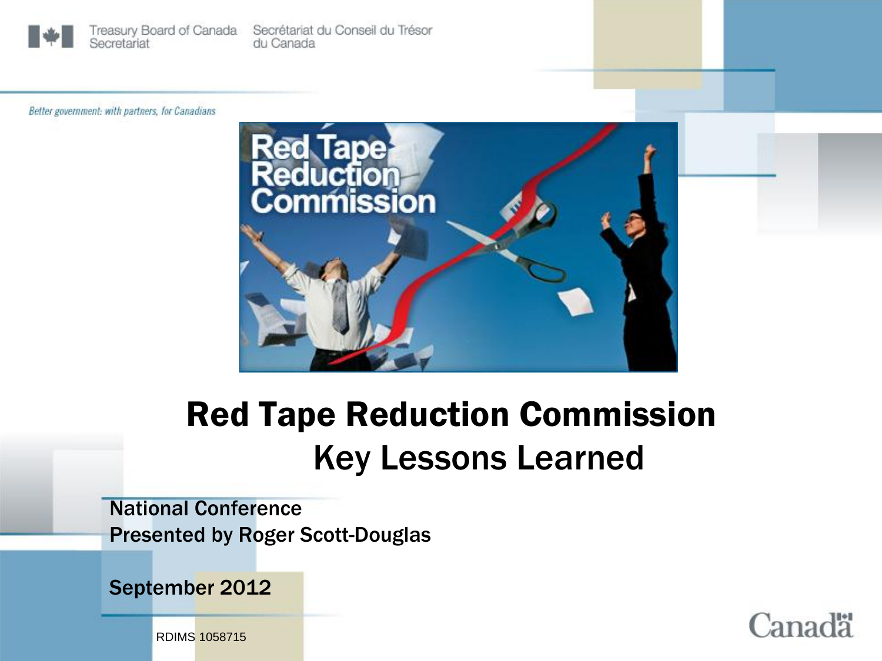Treasury Board of Canada Secretariat | Secrétariat du Conseil du Trésor du Canada

*Better government: with partners, for Canadians*

# Red Tape Reduction Commission
## Key Lessons Learned

National Conference
Presented by Roger Scott-Douglas

September 2012

RDIMS 1058715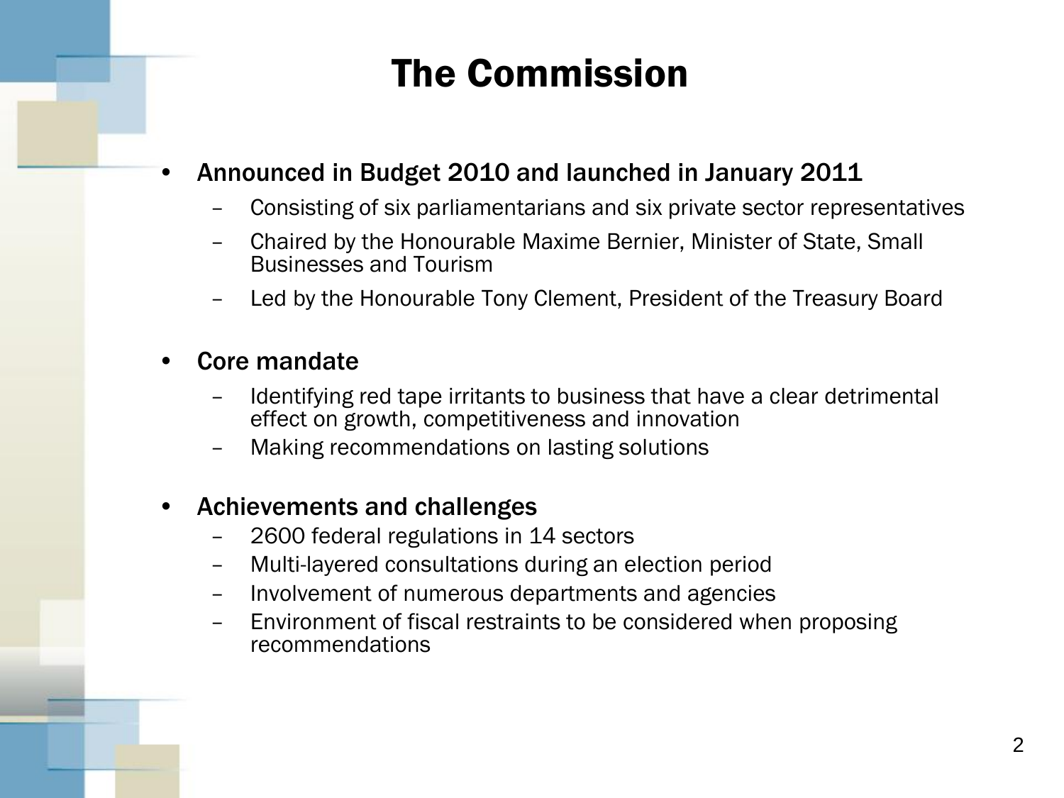# The Commission

- **Announced in Budget 2010 and launched in January 2011**
  - Consisting of six parliamentarians and six private sector representatives
  - Chaired by the Honourable Maxime Bernier, Minister of State, Small Businesses and Tourism
  - Led by the Honourable Tony Clement, President of the Treasury Board

- **Core mandate**
  - Identifying red tape irritants to business that have a clear detrimental effect on growth, competitiveness and innovation
  - Making recommendations on lasting solutions

- **Achievements and challenges**
  - 2600 federal regulations in 14 sectors
  - Multi-layered consultations during an election period
  - Involvement of numerous departments and agencies
  - Environment of fiscal restraints to be considered when proposing recommendations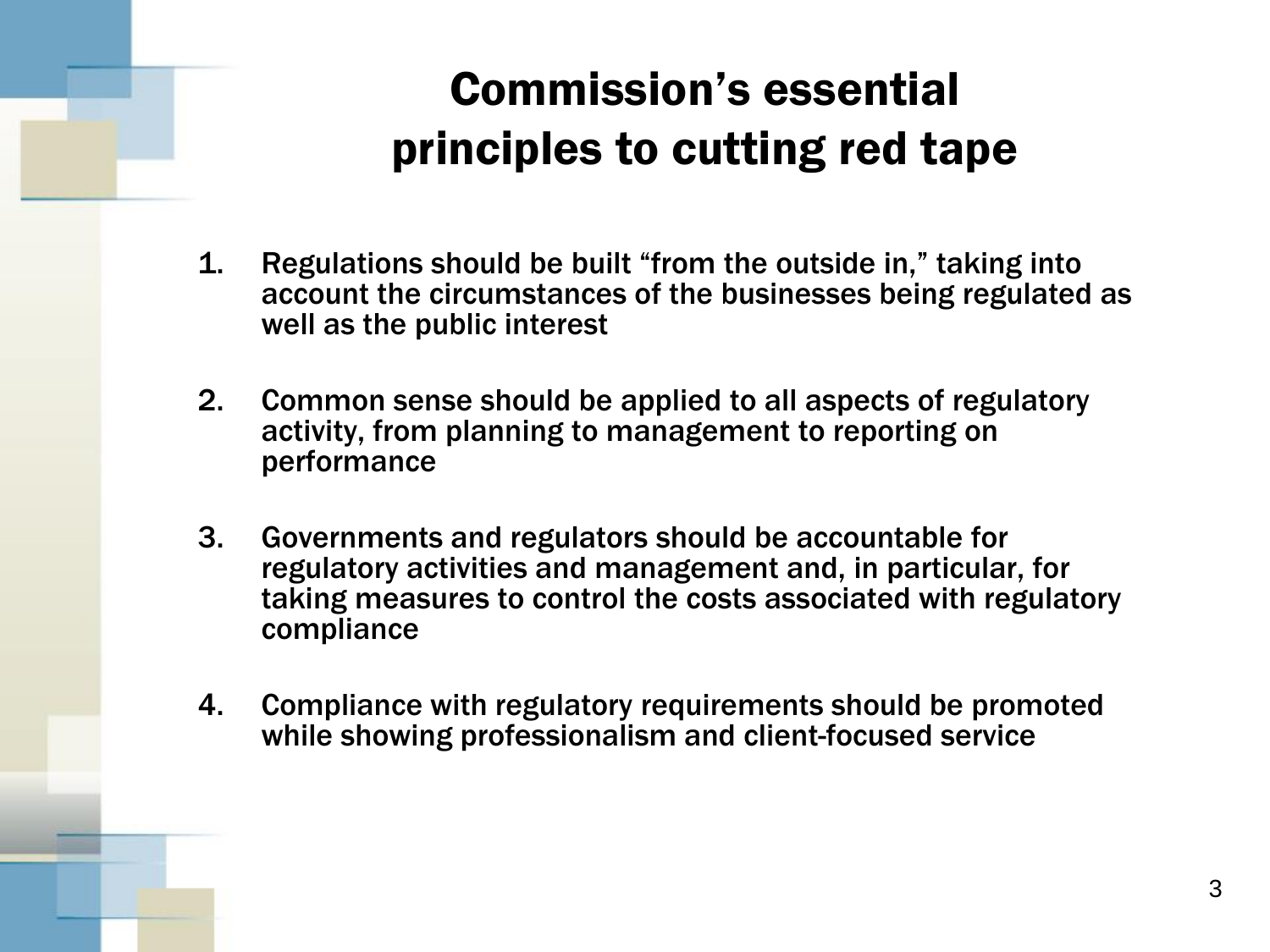# Commission's essential principles to cutting red tape

1. Regulations should be built "from the outside in," taking into account the circumstances of the businesses being regulated as well as the public interest

2. Common sense should be applied to all aspects of regulatory activity, from planning to management to reporting on performance

3. Governments and regulators should be accountable for regulatory activities and management and, in particular, for taking measures to control the costs associated with regulatory compliance

4. Compliance with regulatory requirements should be promoted while showing professionalism and client-focused service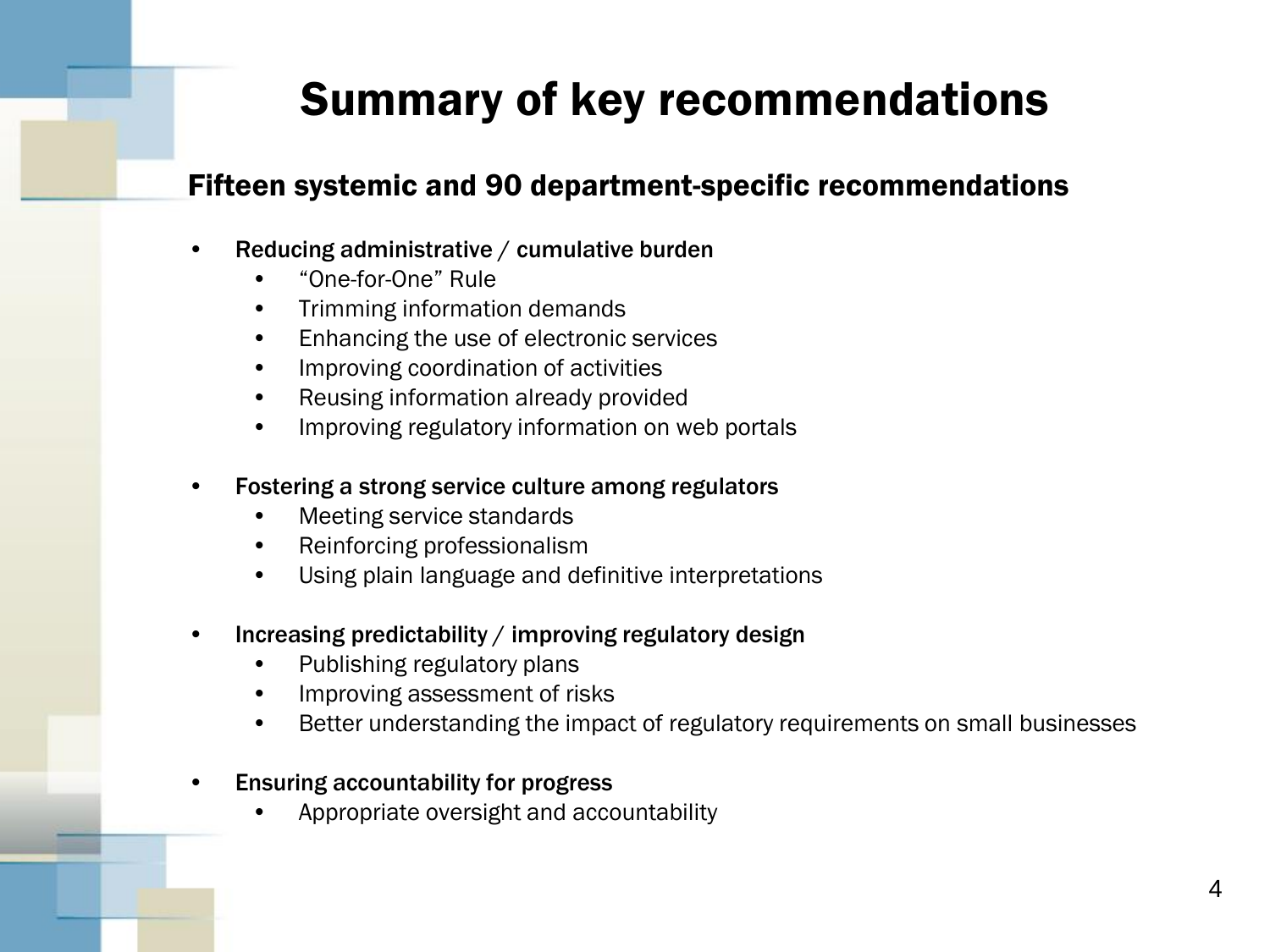# Summary of key recommendations

## Fifteen systemic and 90 department-specific recommendations

- **Reducing administrative / cumulative burden**
  - “One-for-One” Rule
  - Trimming information demands
  - Enhancing the use of electronic services
  - Improving coordination of activities
  - Reusing information already provided
  - Improving regulatory information on web portals

- **Fostering a strong service culture among regulators**
  - Meeting service standards
  - Reinforcing professionalism
  - Using plain language and definitive interpretations

- **Increasing predictability / improving regulatory design**
  - Publishing regulatory plans
  - Improving assessment of risks
  - Better understanding the impact of regulatory requirements on small businesses

- **Ensuring accountability for progress**
  - Appropriate oversight and accountability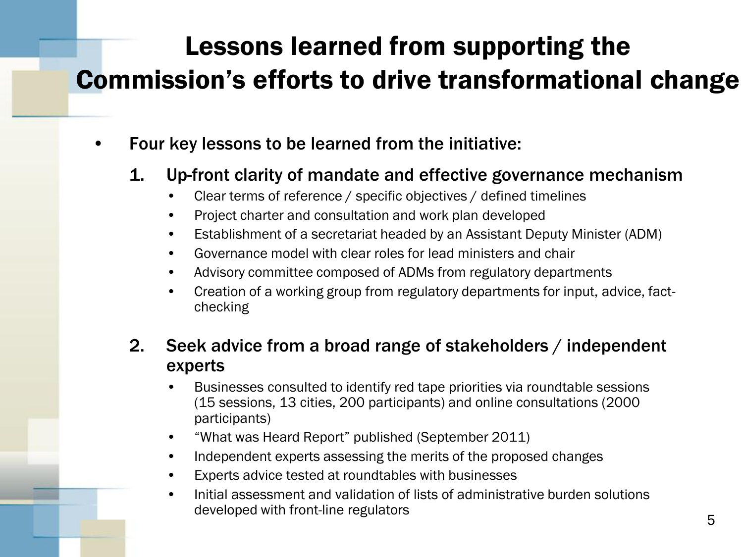# Lessons learned from supporting the Commission's efforts to drive transformational change

- **Four key lessons to be learned from the initiative:**

  1. **Up-front clarity of mandate and effective governance mechanism**
     - Clear terms of reference / specific objectives / defined timelines
     - Project charter and consultation and work plan developed
     - Establishment of a secretariat headed by an Assistant Deputy Minister (ADM)
     - Governance model with clear roles for lead ministers and chair
     - Advisory committee composed of ADMs from regulatory departments
     - Creation of a working group from regulatory departments for input, advice, fact-checking

  2. **Seek advice from a broad range of stakeholders / independent experts**
     - Businesses consulted to identify red tape priorities via roundtable sessions (15 sessions, 13 cities, 200 participants) and online consultations (2000 participants)
     - "What was Heard Report" published (September 2011)
     - Independent experts assessing the merits of the proposed changes
     - Experts advice tested at roundtables with businesses
     - Initial assessment and validation of lists of administrative burden solutions developed with front-line regulators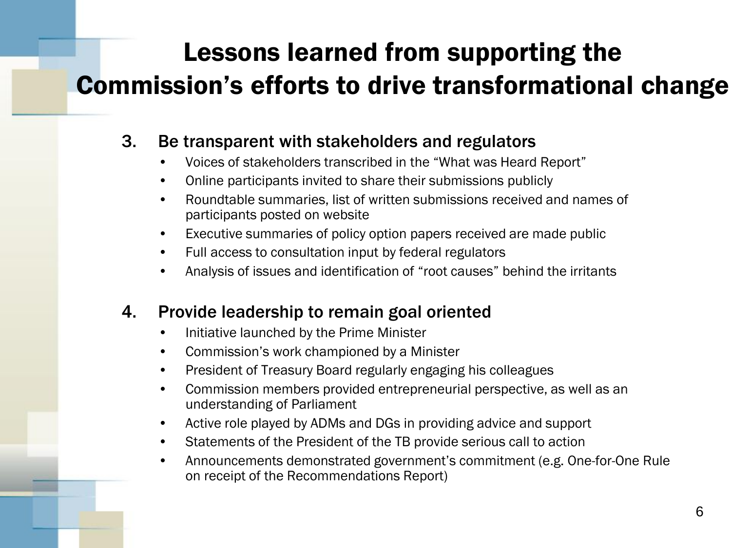# Lessons learned from supporting the Commission's efforts to drive transformational change

3. **Be transparent with stakeholders and regulators**
   - Voices of stakeholders transcribed in the "What was Heard Report"
   - Online participants invited to share their submissions publicly
   - Roundtable summaries, list of written submissions received and names of participants posted on website
   - Executive summaries of policy option papers received are made public
   - Full access to consultation input by federal regulators
   - Analysis of issues and identification of "root causes" behind the irritants

4. **Provide leadership to remain goal oriented**
   - Initiative launched by the Prime Minister
   - Commission's work championed by a Minister
   - President of Treasury Board regularly engaging his colleagues
   - Commission members provided entrepreneurial perspective, as well as an understanding of Parliament
   - Active role played by ADMs and DGs in providing advice and support
   - Statements of the President of the TB provide serious call to action
   - Announcements demonstrated government's commitment (e.g. One-for-One Rule on receipt of the Recommendations Report)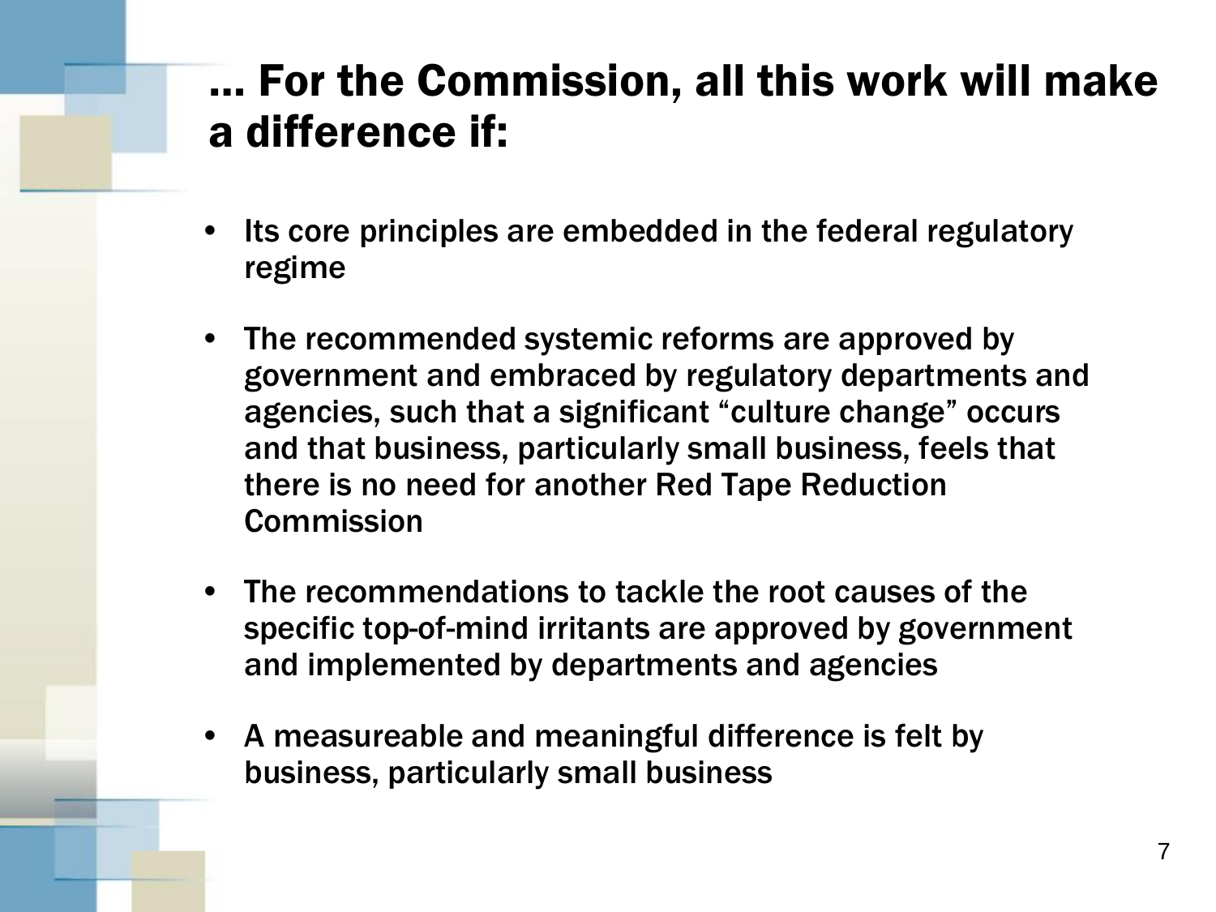# … For the Commission, all this work will make a difference if:

- Its core principles are embedded in the federal regulatory regime
- The recommended systemic reforms are approved by government and embraced by regulatory departments and agencies, such that a significant “culture change” occurs and that business, particularly small business, feels that there is no need for another Red Tape Reduction Commission
- The recommendations to tackle the root causes of the specific top-of-mind irritants are approved by government and implemented by departments and agencies
- A measureable and meaningful difference is felt by business, particularly small business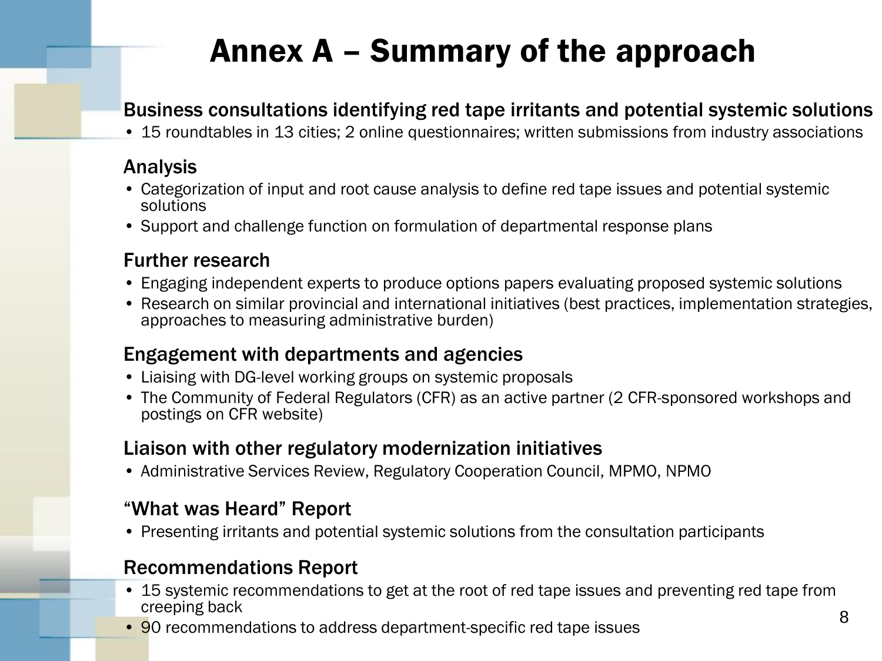# Annex A – Summary of the approach

## Business consultations identifying red tape irritants and potential systemic solutions

- 15 roundtables in 13 cities; 2 online questionnaires; written submissions from industry associations

## Analysis

- Categorization of input and root cause analysis to define red tape issues and potential systemic solutions
- Support and challenge function on formulation of departmental response plans

## Further research

- Engaging independent experts to produce options papers evaluating proposed systemic solutions
- Research on similar provincial and international initiatives (best practices, implementation strategies, approaches to measuring administrative burden)

## Engagement with departments and agencies

- Liaising with DG-level working groups on systemic proposals
- The Community of Federal Regulators (CFR) as an active partner (2 CFR-sponsored workshops and postings on CFR website)

## Liaison with other regulatory modernization initiatives

- Administrative Services Review, Regulatory Cooperation Council, MPMO, NPMO

## "What was Heard" Report

- Presenting irritants and potential systemic solutions from the consultation participants

## Recommendations Report

- 15 systemic recommendations to get at the root of red tape issues and preventing red tape from creeping back
- 90 recommendations to address department-specific red tape issues